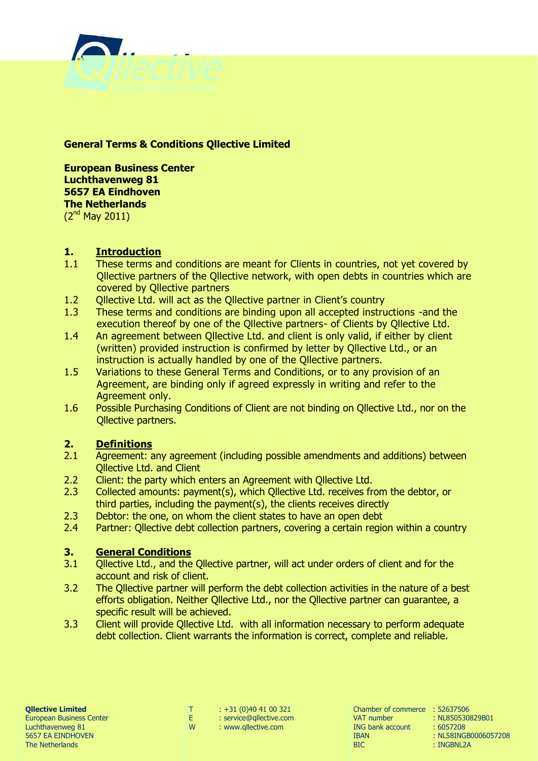**General Terms & Conditions Qllective Limited**

**European Business Center**
**Luchthavenweg 81**
**5657 EA Eindhoven**
**The Netherlands**
(2nd May 2011)

## 1. Introduction

1.1 These terms and conditions are meant for Clients in countries, not yet covered by Qllective partners of the Qllective network, with open debts in countries which are covered by Qllective partners

1.2 Qllective Ltd. will act as the Qllective partner in Client's country

1.3 These terms and conditions are binding upon all accepted instructions -and the execution thereof by one of the Qllective partners- of Clients by Qllective Ltd.

1.4 An agreement between Qllective Ltd. and client is only valid, if either by client (written) provided instruction is confirmed by letter by Qllective Ltd., or an instruction is actually handled by one of the Qllective partners.

1.5 Variations to these General Terms and Conditions, or to any provision of an Agreement, are binding only if agreed expressly in writing and refer to the Agreement only.

1.6 Possible Purchasing Conditions of Client are not binding on Qllective Ltd., nor on the Qllective partners.

## 2. Definitions

2.1 Agreement: any agreement (including possible amendments and additions) between Qllective Ltd. and Client

2.2 Client: the party which enters an Agreement with Qllective Ltd.

2.3 Collected amounts: payment(s), which Qllective Ltd. receives from the debtor, or third parties, including the payment(s), the clients receives directly

2.3 Debtor: the one, on whom the client states to have an open debt

2.4 Partner: Qllective debt collection partners, covering a certain region within a country

## 3. General Conditions

3.1 Qllective Ltd., and the Qllective partner, will act under orders of client and for the account and risk of client.

3.2 The Qllective partner will perform the debt collection activities in the nature of a best efforts obligation. Neither Qllective Ltd., nor the Qllective partner can guarantee, a specific result will be achieved.

3.3 Client will provide Qllective Ltd. with all information necessary to perform adequate debt collection. Client warrants the information is correct, complete and reliable.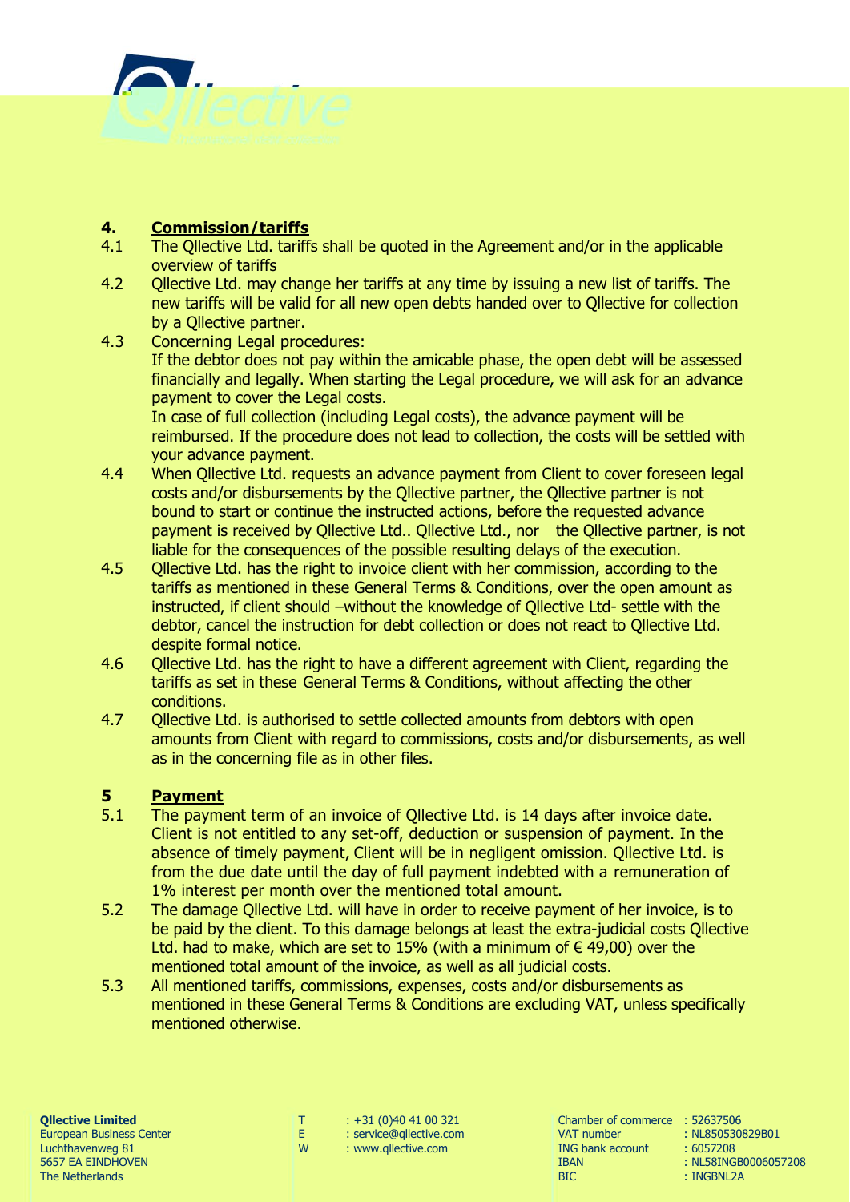## 4. Commission/tariffs

4.1 The Qllective Ltd. tariffs shall be quoted in the Agreement and/or in the applicable overview of tariffs

4.2 Qllective Ltd. may change her tariffs at any time by issuing a new list of tariffs. The new tariffs will be valid for all new open debts handed over to Qllective for collection by a Qllective partner.

4.3 Concerning Legal procedures:
If the debtor does not pay within the amicable phase, the open debt will be assessed financially and legally. When starting the Legal procedure, we will ask for an advance payment to cover the Legal costs.
In case of full collection (including Legal costs), the advance payment will be reimbursed. If the procedure does not lead to collection, the costs will be settled with your advance payment.

4.4 When Qllective Ltd. requests an advance payment from Client to cover foreseen legal costs and/or disbursements by the Qllective partner, the Qllective partner is not bound to start or continue the instructed actions, before the requested advance payment is received by Qllective Ltd.. Qllective Ltd., nor the Qllective partner, is not liable for the consequences of the possible resulting delays of the execution.

4.5 Qllective Ltd. has the right to invoice client with her commission, according to the tariffs as mentioned in these General Terms & Conditions, over the open amount as instructed, if client should –without the knowledge of Qllective Ltd- settle with the debtor, cancel the instruction for debt collection or does not react to Qllective Ltd. despite formal notice.

4.6 Qllective Ltd. has the right to have a different agreement with Client, regarding the tariffs as set in these General Terms & Conditions, without affecting the other conditions.

4.7 Qllective Ltd. is authorised to settle collected amounts from debtors with open amounts from Client with regard to commissions, costs and/or disbursements, as well as in the concerning file as in other files.

## 5 Payment

5.1 The payment term of an invoice of Qllective Ltd. is 14 days after invoice date. Client is not entitled to any set-off, deduction or suspension of payment. In the absence of timely payment, Client will be in negligent omission. Qllective Ltd. is from the due date until the day of full payment indebted with a remuneration of 1% interest per month over the mentioned total amount.

5.2 The damage Qllective Ltd. will have in order to receive payment of her invoice, is to be paid by the client. To this damage belongs at least the extra-judicial costs Qllective Ltd. had to make, which are set to 15% (with a minimum of € 49,00) over the mentioned total amount of the invoice, as well as all judicial costs.

5.3 All mentioned tariffs, commissions, expenses, costs and/or disbursements as mentioned in these General Terms & Conditions are excluding VAT, unless specifically mentioned otherwise.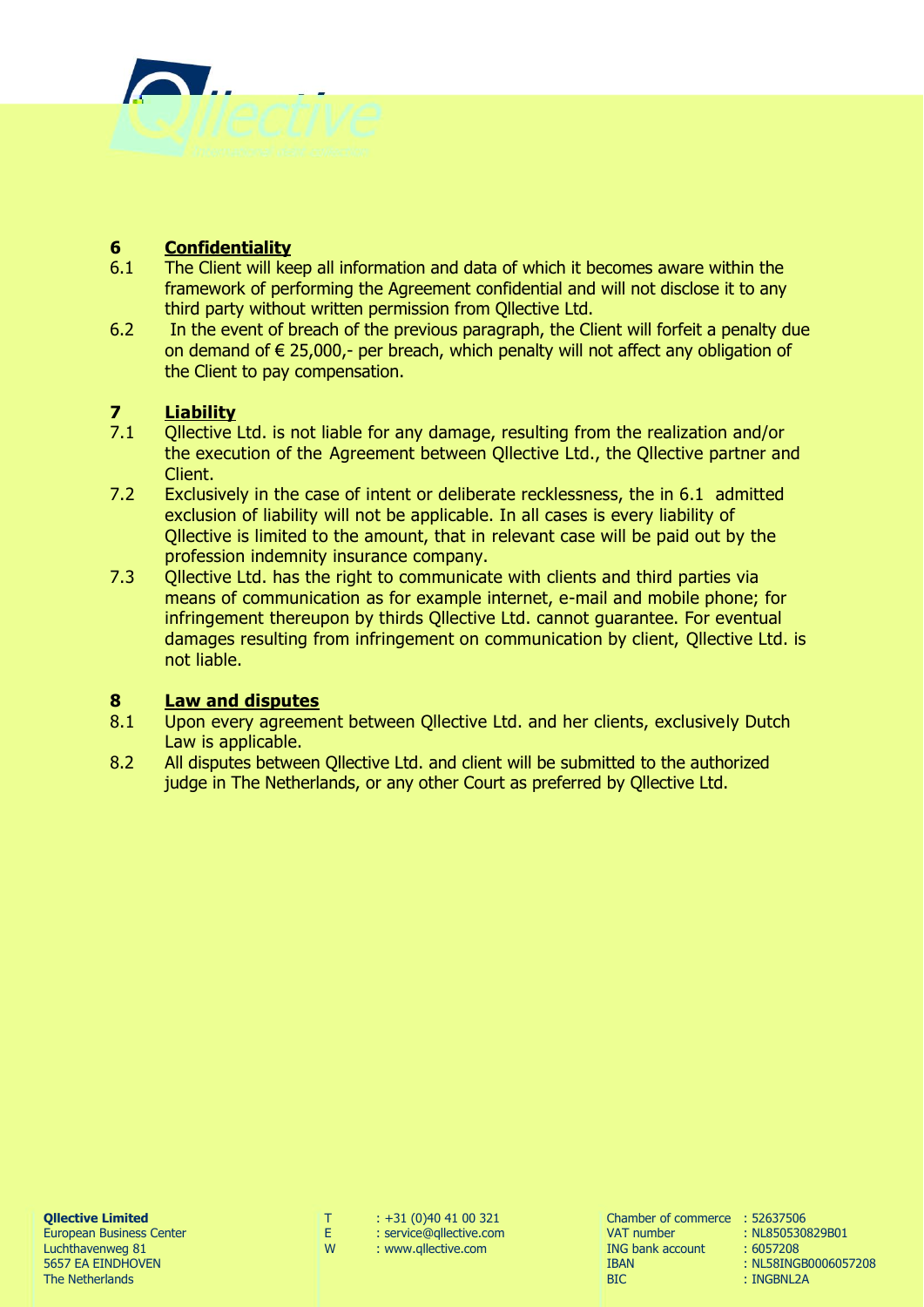## 6 Confidentiality

6.1 The Client will keep all information and data of which it becomes aware within the framework of performing the Agreement confidential and will not disclose it to any third party without written permission from Qllective Ltd.

6.2 In the event of breach of the previous paragraph, the Client will forfeit a penalty due on demand of € 25,000,- per breach, which penalty will not affect any obligation of the Client to pay compensation.

## 7 Liability

7.1 Qllective Ltd. is not liable for any damage, resulting from the realization and/or the execution of the Agreement between Qllective Ltd., the Qllective partner and Client.

7.2 Exclusively in the case of intent or deliberate recklessness, the in 6.1 admitted exclusion of liability will not be applicable. In all cases is every liability of Qllective is limited to the amount, that in relevant case will be paid out by the profession indemnity insurance company.

7.3 Qllective Ltd. has the right to communicate with clients and third parties via means of communication as for example internet, e-mail and mobile phone; for infringement thereupon by thirds Qllective Ltd. cannot guarantee. For eventual damages resulting from infringement on communication by client, Qllective Ltd. is not liable.

## 8 Law and disputes

8.1 Upon every agreement between Qllective Ltd. and her clients, exclusively Dutch Law is applicable.

8.2 All disputes between Qllective Ltd. and client will be submitted to the authorized judge in The Netherlands, or any other Court as preferred by Qllective Ltd.